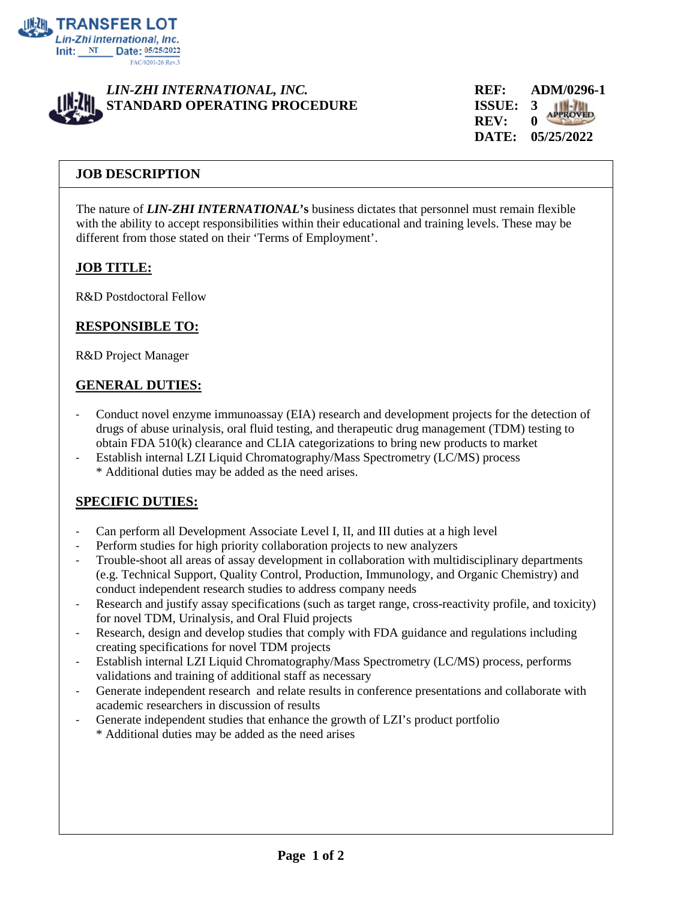TRANSFER LOT
Lin-Zhi International, Inc.
Init: NT Date: 05/25/2022
FAC/0201-26 Rev.3

***LIN-ZHI INTERNATIONAL, INC.***
**STANDARD OPERATING PROCEDURE**

**REF:** ADM/0296-1
**ISSUE:** 3
**REV:** 0
**DATE:** 05/25/2022

APPROVED

## JOB DESCRIPTION

The nature of ***LIN-ZHI INTERNATIONAL*'s** business dictates that personnel must remain flexible with the ability to accept responsibilities within their educational and training levels. These may be different from those stated on their 'Terms of Employment'.

### JOB TITLE:

R&D Postdoctoral Fellow

### RESPONSIBLE TO:

R&D Project Manager

### GENERAL DUTIES:

- Conduct novel enzyme immunoassay (EIA) research and development projects for the detection of drugs of abuse urinalysis, oral fluid testing, and therapeutic drug management (TDM) testing to obtain FDA 510(k) clearance and CLIA categorizations to bring new products to market
- Establish internal LZI Liquid Chromatography/Mass Spectrometry (LC/MS) process

  * Additional duties may be added as the need arises.

### SPECIFIC DUTIES:

- Can perform all Development Associate Level I, II, and III duties at a high level
- Perform studies for high priority collaboration projects to new analyzers
- Trouble-shoot all areas of assay development in collaboration with multidisciplinary departments (e.g. Technical Support, Quality Control, Production, Immunology, and Organic Chemistry) and conduct independent research studies to address company needs
- Research and justify assay specifications (such as target range, cross-reactivity profile, and toxicity) for novel TDM, Urinalysis, and Oral Fluid projects
- Research, design and develop studies that comply with FDA guidance and regulations including creating specifications for novel TDM projects
- Establish internal LZI Liquid Chromatography/Mass Spectrometry (LC/MS) process, performs validations and training of additional staff as necessary
- Generate independent research and relate results in conference presentations and collaborate with academic researchers in discussion of results
- Generate independent studies that enhance the growth of LZI's product portfolio

  * Additional duties may be added as the need arises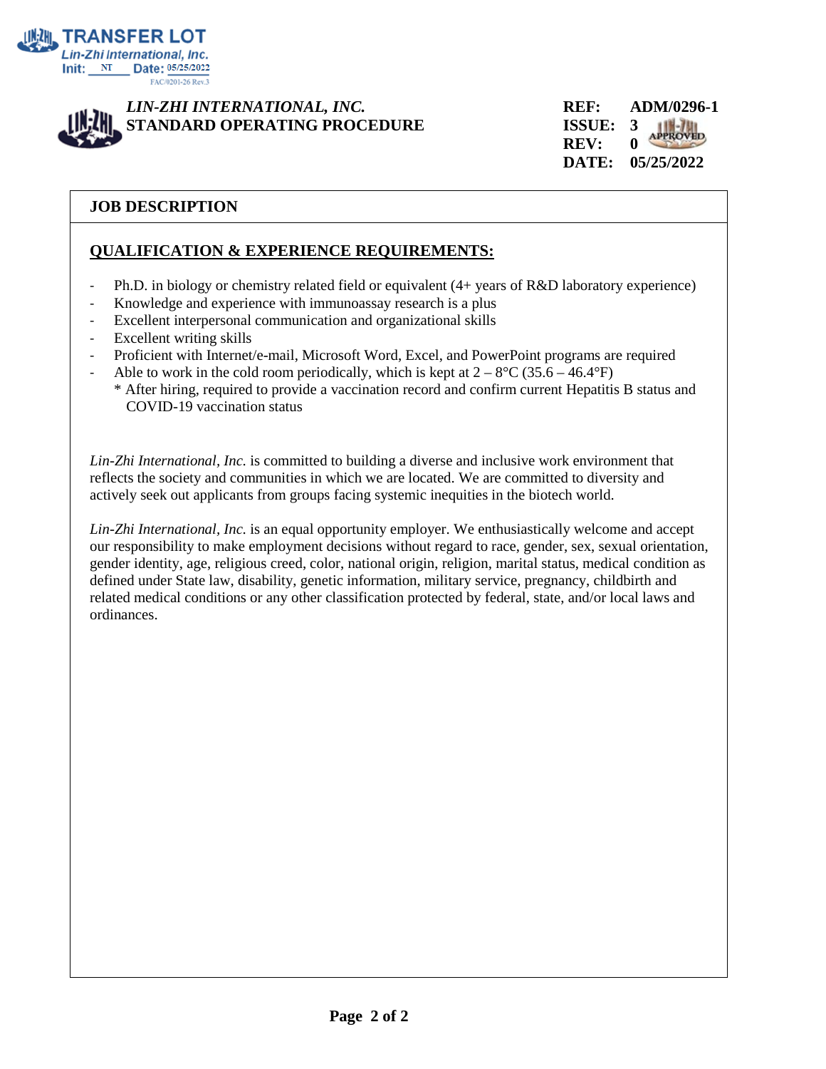## JOB DESCRIPTION

### QUALIFICATION & EXPERIENCE REQUIREMENTS:

- Ph.D. in biology or chemistry related field or equivalent (4+ years of R&D laboratory experience)
- Knowledge and experience with immunoassay research is a plus
- Excellent interpersonal communication and organizational skills
- Excellent writing skills
- Proficient with Internet/e-mail, Microsoft Word, Excel, and PowerPoint programs are required
- Able to work in the cold room periodically, which is kept at 2 – 8°C (35.6 – 46.4°F)

  * After hiring, required to provide a vaccination record and confirm current Hepatitis B status and COVID-19 vaccination status

*Lin-Zhi International, Inc.* is committed to building a diverse and inclusive work environment that reflects the society and communities in which we are located. We are committed to diversity and actively seek out applicants from groups facing systemic inequities in the biotech world.

*Lin-Zhi International, Inc.* is an equal opportunity employer. We enthusiastically welcome and accept our responsibility to make employment decisions without regard to race, gender, sex, sexual orientation, gender identity, age, religious creed, color, national origin, religion, marital status, medical condition as defined under State law, disability, genetic information, military service, pregnancy, childbirth and related medical conditions or any other classification protected by federal, state, and/or local laws and ordinances.